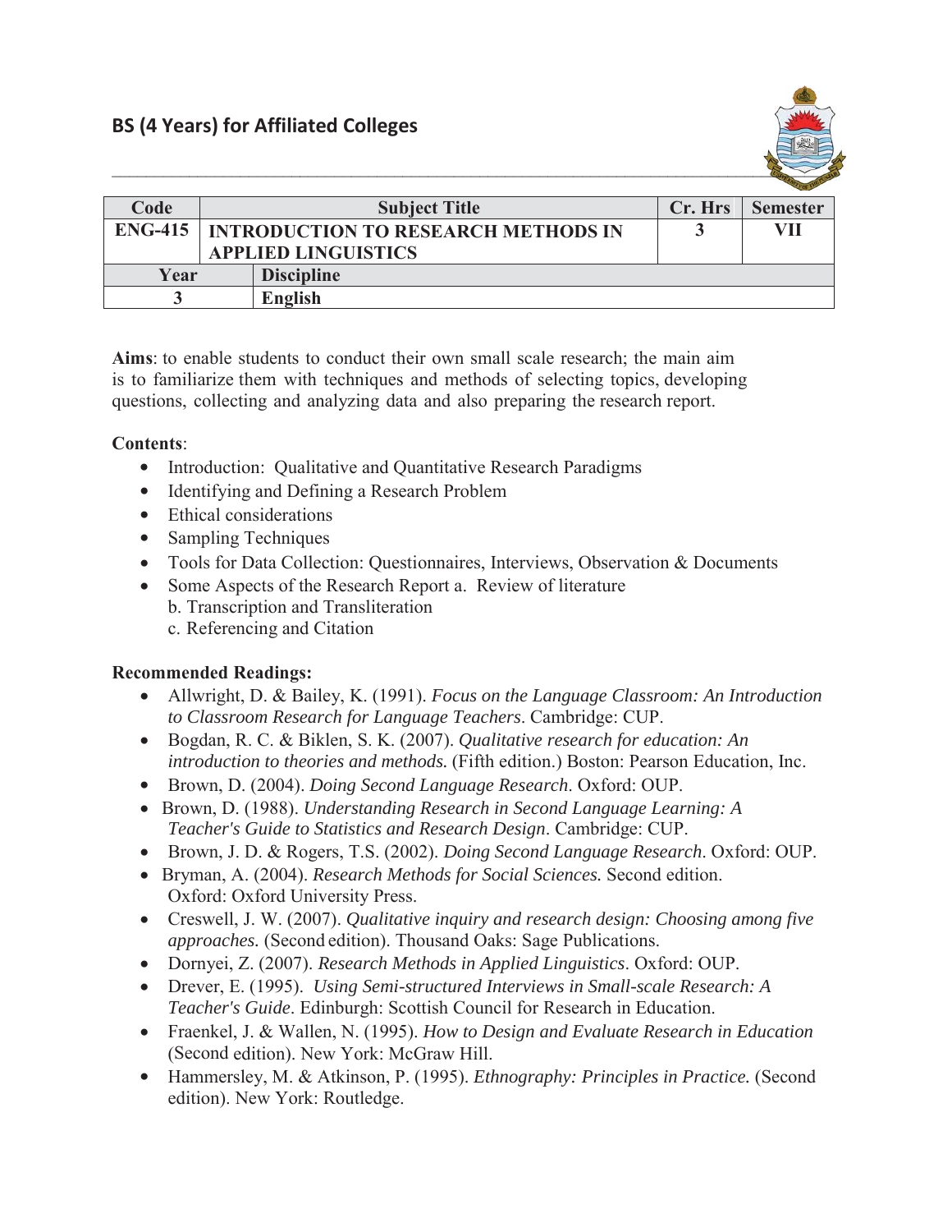## BS (4 Years) for Affiliated Colleges

| Code | Subject Title | Cr. Hrs | Semester |
|---|---|---|---|
| ENG-415 | INTRODUCTION TO RESEARCH METHODS IN APPLIED LINGUISTICS | 3 | VII |
| **Year** | **Discipline** | | |
| 3 | English | | |

**Aims**: to enable students to conduct their own small scale research; the main aim is to familiarize them with techniques and methods of selecting topics, developing questions, collecting and analyzing data and also preparing the research report.

**Contents**:

- Introduction: Qualitative and Quantitative Research Paradigms
- Identifying and Defining a Research Problem
- Ethical considerations
- Sampling Techniques
- Tools for Data Collection: Questionnaires, Interviews, Observation & Documents
- Some Aspects of the Research Report a. Review of literature
  b. Transcription and Transliteration
  c. Referencing and Citation

**Recommended Readings:**

- Allwright, D. & Bailey, K. (1991). *Focus on the Language Classroom: An Introduction to Classroom Research for Language Teachers*. Cambridge: CUP.
- Bogdan, R. C. & Biklen, S. K. (2007). *Qualitative research for education: An introduction to theories and methods.* (Fifth edition.) Boston: Pearson Education, Inc.
- Brown, D. (2004). *Doing Second Language Research*. Oxford: OUP.
- Brown, D. (1988). *Understanding Research in Second Language Learning: A Teacher's Guide to Statistics and Research Design*. Cambridge: CUP.
- Brown, J. D. & Rogers, T.S. (2002). *Doing Second Language Research*. Oxford: OUP.
- Bryman, A. (2004). *Research Methods for Social Sciences.* Second edition. Oxford: Oxford University Press.
- Creswell, J. W. (2007). *Qualitative inquiry and research design: Choosing among five approaches.* (Second edition). Thousand Oaks: Sage Publications.
- Dornyei, Z. (2007). *Research Methods in Applied Linguistics*. Oxford: OUP.
- Drever, E. (1995). *Using Semi-structured Interviews in Small-scale Research: A Teacher's Guide*. Edinburgh: Scottish Council for Research in Education.
- Fraenkel, J. & Wallen, N. (1995). *How to Design and Evaluate Research in Education* (Second edition). New York: McGraw Hill.
- Hammersley, M. & Atkinson, P. (1995). *Ethnography: Principles in Practice.* (Second edition). New York: Routledge.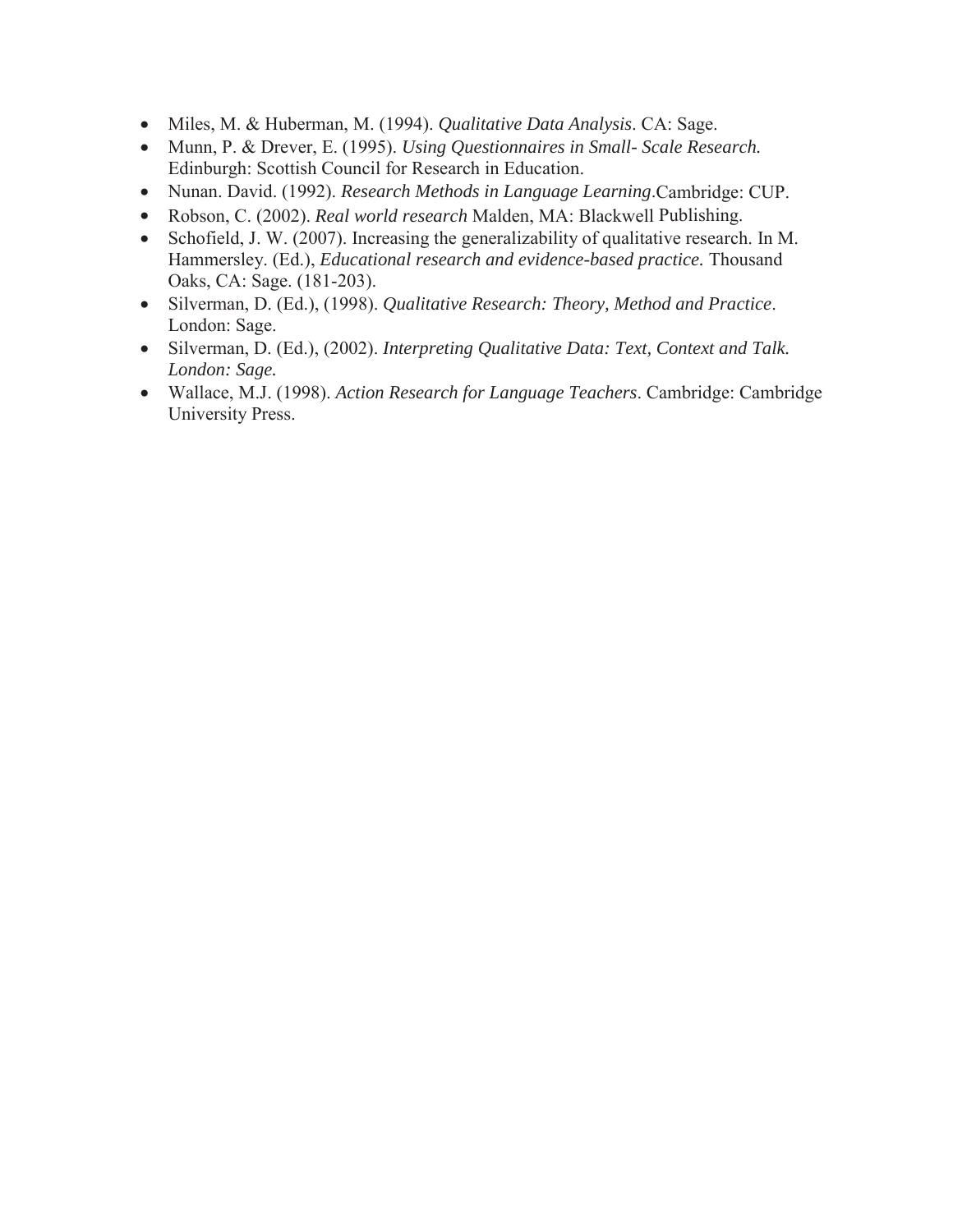- Miles, M. & Huberman, M. (1994). *Qualitative Data Analysis*. CA: Sage.
- Munn, P. & Drever, E. (1995). *Using Questionnaires in Small- Scale Research.* Edinburgh: Scottish Council for Research in Education.
- Nunan. David. (1992). *Research Methods in Language Learning*.Cambridge: CUP.
- Robson, C. (2002). *Real world research* Malden, MA: Blackwell Publishing.
- Schofield, J. W. (2007). Increasing the generalizability of qualitative research. In M. Hammersley. (Ed.), *Educational research and evidence-based practice.* Thousand Oaks, CA: Sage. (181-203).
- Silverman, D. (Ed.), (1998). *Qualitative Research: Theory, Method and Practice*. London: Sage.
- Silverman, D. (Ed.), (2002). *Interpreting Qualitative Data: Text, Context and Talk. London: Sage.*
- Wallace, M.J. (1998). *Action Research for Language Teachers*. Cambridge: Cambridge University Press.